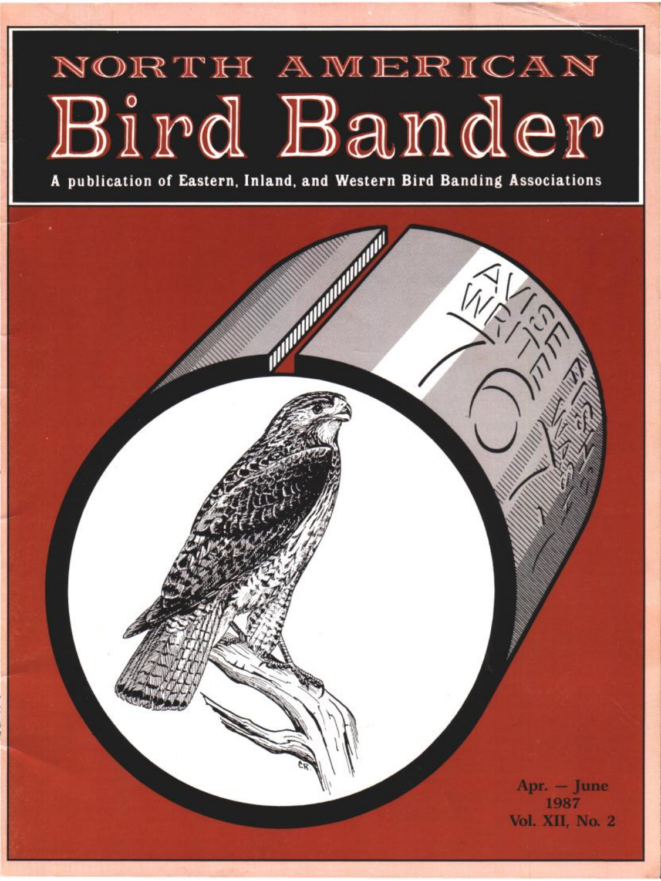# NORTH AMERICAN
# Bird Bander

**A publication of Eastern, Inland, and Western Bird Banding Associations**

Apr. — June
1987
Vol. XII, No. 2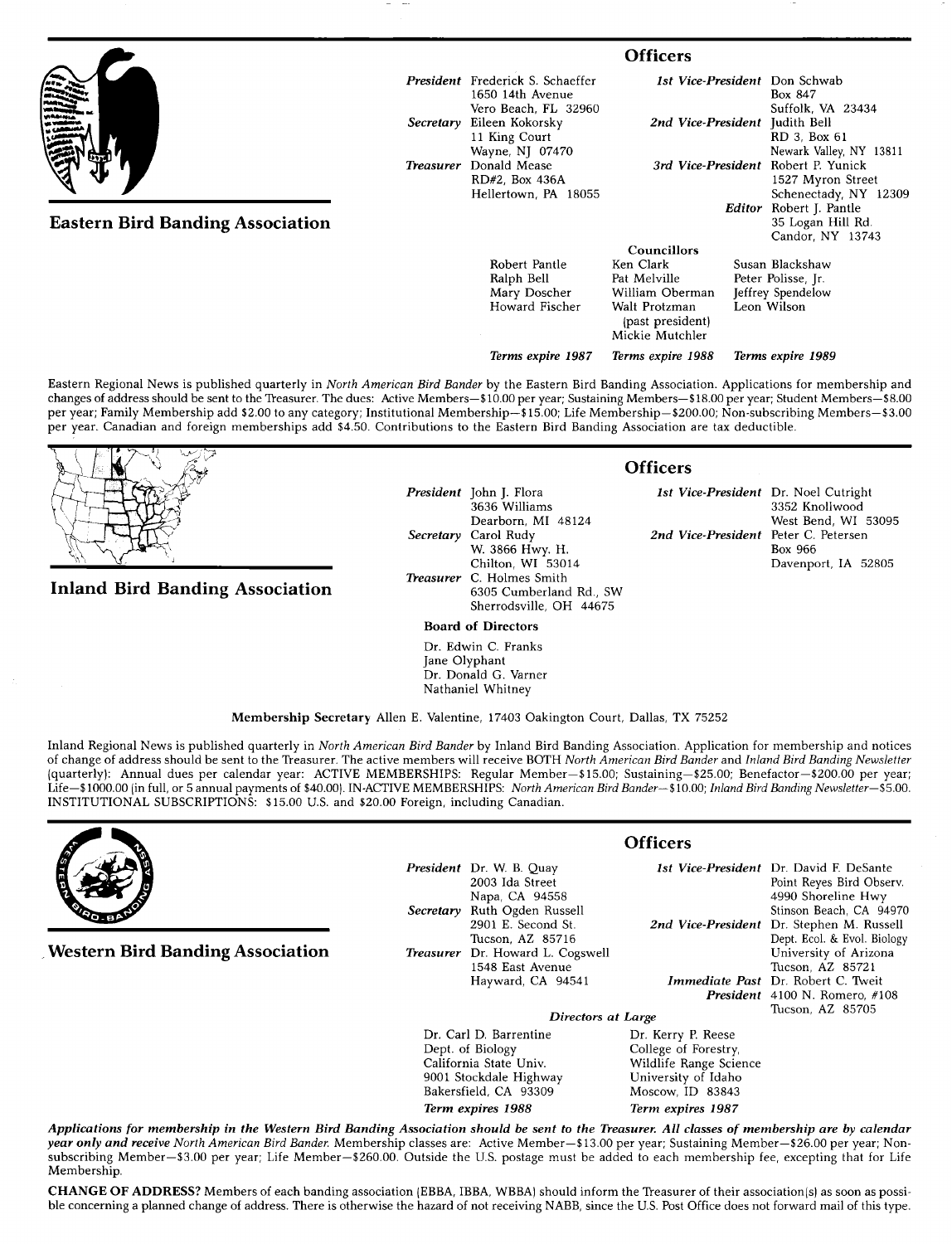## Eastern Bird Banding Association

### Officers

*President* Frederick S. Schaeffer
1650 14th Avenue
Vero Beach, FL 32960

*Secretary* Eileen Kokorsky
11 King Court
Wayne, NJ 07470

*Treasurer* Donald Mease
RD#2, Box 436A
Hellertown, PA 18055

*1st Vice-President* Don Schwab
Box 847
Suffolk, VA 23434

*2nd Vice-President* Judith Bell
RD 3, Box 61
Newark Valley, NY 13811

*3rd Vice-President* Robert P. Yunick
1527 Myron Street
Schenectady, NY 12309

*Editor* Robert J. Pantle
35 Logan Hill Rd.
Candor, NY 13743

**Councillors**

| *Terms expire 1987* | *Terms expire 1988* | *Terms expire 1989* |
|---|---|---|
| Robert Pantle | Ken Clark | Susan Blackshaw |
| Ralph Bell | Pat Melville | Peter Polisse, Jr. |
| Mary Doscher | William Oberman | Jeffrey Spendelow |
| Howard Fischer | Walt Protzman (past president) | Leon Wilson |
| | Mickie Mutchler | |

Eastern Regional News is published quarterly in *North American Bird Bander* by the Eastern Bird Banding Association. Applications for membership and changes of address should be sent to the Treasurer. The dues: Active Members—$10.00 per year; Sustaining Members—$18.00 per year; Student Members—$8.00 per year; Family Membership add $2.00 to any category; Institutional Membership—$15.00; Life Membership—$200.00; Non-subscribing Members—$3.00 per year. Canadian and foreign memberships add $4.50. Contributions to the Eastern Bird Banding Association are tax deductible.

## Inland Bird Banding Association

### Officers

*President* John J. Flora
3636 Williams
Dearborn, MI 48124

*Secretary* Carol Rudy
W. 3866 Hwy. H.
Chilton, WI 53014

*Treasurer* C. Holmes Smith
6305 Cumberland Rd., SW
Sherrodsville, OH 44675

*1st Vice-President* Dr. Noel Cutright
3352 Knollwood
West Bend, WI 53095

*2nd Vice-President* Peter C. Petersen
Box 966
Davenport, IA 52805

**Board of Directors**

Dr. Edwin C. Franks
Jane Olyphant
Dr. Donald G. Varner
Nathaniel Whitney

**Membership Secretary** Allen E. Valentine, 17403 Oakington Court, Dallas, TX 75252

Inland Regional News is published quarterly in *North American Bird Bander* by Inland Bird Banding Association. Application for membership and notices of change of address should be sent to the Treasurer. The active members will receive BOTH *North American Bird Bander* and *Inland Bird Banding Newsletter* (quarterly): Annual dues per calendar year: ACTIVE MEMBERSHIPS: Regular Member—$15.00; Sustaining—$25.00; Benefactor—$200.00 per year; Life—$1000.00 (in full, or 5 annual payments of $40.00). IN-ACTIVE MEMBERSHIPS: *North American Bird Bander*—$10.00; *Inland Bird Banding Newsletter*—$5.00. INSTITUTIONAL SUBSCRIPTIONS: $15.00 U.S. and $20.00 Foreign, including Canadian.

## Western Bird Banding Association

### Officers

*President* Dr. W. B. Quay
2003 Ida Street
Napa, CA 94558

*Secretary* Ruth Ogden Russell
2901 E. Second St.
Tucson, AZ 85716

*Treasurer* Dr. Howard L. Cogswell
1548 East Avenue
Hayward, CA 94541

*1st Vice-President* Dr. David F. DeSante
Point Reyes Bird Observ.
4990 Shoreline Hwy
Stinson Beach, CA 94970

*2nd Vice-President* Dr. Stephen M. Russell
Dept. Ecol. & Evol. Biology
University of Arizona
Tucson, AZ 85721

*Immediate Past President* Dr. Robert C. Tweit
4100 N. Romero, #108
Tucson, AZ 85705

*Directors at Large*

Dr. Carl D. Barrentine
Dept. of Biology
California State Univ.
9001 Stockdale Highway
Bakersfield, CA 93309
*Term expires 1988*

Dr. Kerry P. Reese
College of Forestry,
Wildlife Range Science
University of Idaho
Moscow, ID 83843
*Term expires 1987*

***Applications for membership in the Western Bird Banding Association should be sent to the Treasurer. All classes of membership are by calendar year only and receive** North American Bird Bander.* Membership classes are: Active Member—$13.00 per year; Sustaining Member—$26.00 per year; Non-subscribing Member—$3.00 per year; Life Member—$260.00. Outside the U.S. postage must be added to each membership fee, excepting that for Life Membership.

**CHANGE OF ADDRESS?** Members of each banding association (EBBA, IBBA, WBBA) should inform the Treasurer of their association(s) as soon as possible concerning a planned change of address. There is otherwise the hazard of not receiving NABB, since the U.S. Post Office does not forward mail of this type.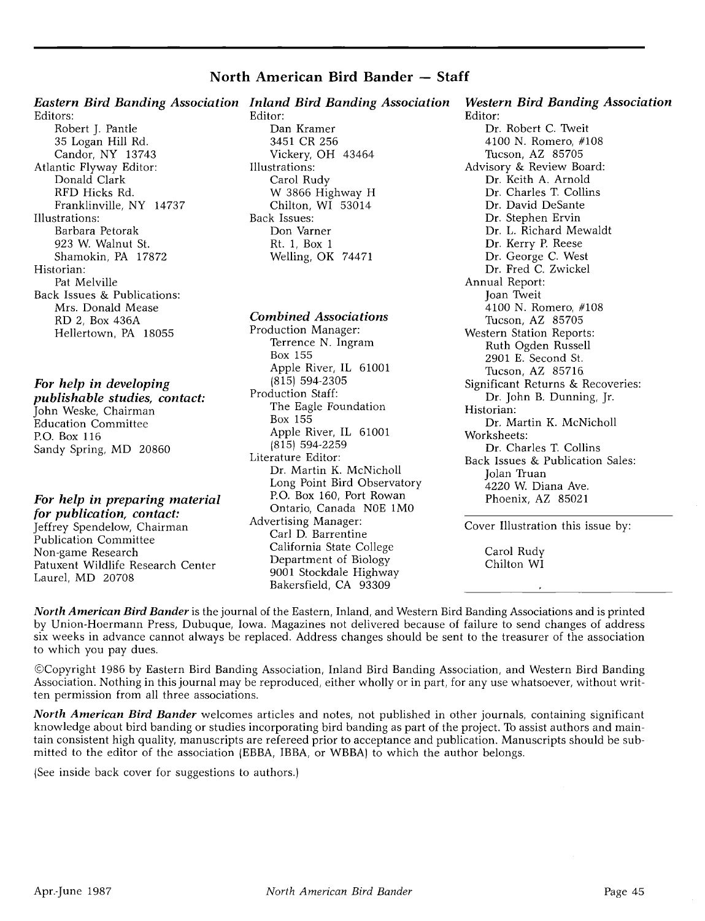## North American Bird Bander — Staff

### *Eastern Bird Banding Association*

Editors:
Robert J. Pantle
35 Logan Hill Rd.
Candor, NY 13743

Atlantic Flyway Editor:
Donald Clark
RFD Hicks Rd.
Franklinville, NY 14737

Illustrations:
Barbara Petorak
923 W. Walnut St.
Shamokin, PA 17872

Historian:
Pat Melville

Back Issues & Publications:
Mrs. Donald Mease
RD 2, Box 436A
Hellertown, PA 18055

### *For help in developing publishable studies, contact:*

John Weske, Chairman
Education Committee
P.O. Box 116
Sandy Spring, MD 20860

### *For help in preparing material for publication, contact:*

Jeffrey Spendelow, Chairman
Publication Committee
Non-game Research
Patuxent Wildlife Research Center
Laurel, MD 20708

### *Inland Bird Banding Association*

Editor:
Dan Kramer
3451 CR 256
Vickery, OH 43464

Illustrations:
Carol Rudy
W 3866 Highway H
Chilton, WI 53014

Back Issues:
Don Varner
Rt. 1, Box 1
Welling, OK 74471

### *Combined Associations*

Production Manager:
Terrence N. Ingram
Box 155
Apple River, IL 61001
(815) 594-2305

Production Staff:
The Eagle Foundation
Box 155
Apple River, IL 61001
(815) 594-2259

Literature Editor:
Dr. Martin K. McNicholl
Long Point Bird Observatory
P.O. Box 160, Port Rowan
Ontario, Canada N0E 1M0

Advertising Manager:
Carl D. Barrentine
California State College
Department of Biology
9001 Stockdale Highway
Bakersfield, CA 93309

### *Western Bird Banding Association*

Editor:
Dr. Robert C. Tweit
4100 N. Romero, #108
Tucson, AZ 85705

Advisory & Review Board:
Dr. Keith A. Arnold
Dr. Charles T. Collins
Dr. David DeSante
Dr. Stephen Ervin
Dr. L. Richard Mewaldt
Dr. Kerry P. Reese
Dr. George C. West
Dr. Fred C. Zwickel

Annual Report:
Joan Tweit
4100 N. Romero, #108
Tucson, AZ 85705

Western Station Reports:
Ruth Ogden Russell
2901 E. Second St.
Tucson, AZ 85716

Significant Returns & Recoveries:
Dr. John B. Dunning, Jr.

Historian:
Dr. Martin K. McNicholl

Worksheets:
Dr. Charles T. Collins

Back Issues & Publication Sales:
Jolan Truan
4220 W. Diana Ave.
Phoenix, AZ 85021

Cover Illustration this issue by:

Carol Rudy
Chilton WI

---

***North American Bird Bander*** is the journal of the Eastern, Inland, and Western Bird Banding Associations and is printed by Union-Hoermann Press, Dubuque, Iowa. Magazines not delivered because of failure to send changes of address six weeks in advance cannot always be replaced. Address changes should be sent to the treasurer of the association to which you pay dues.

©Copyright 1986 by Eastern Bird Banding Association, Inland Bird Banding Association, and Western Bird Banding Association. Nothing in this journal may be reproduced, either wholly or in part, for any use whatsoever, without written permission from all three associations.

***North American Bird Bander*** welcomes articles and notes, not published in other journals, containing significant knowledge about bird banding or studies incorporating bird banding as part of the project. To assist authors and maintain consistent high quality, manuscripts are refereed prior to acceptance and publication. Manuscripts should be submitted to the editor of the association (EBBA, IBBA, or WBBA) to which the author belongs.

(See inside back cover for suggestions to authors.)